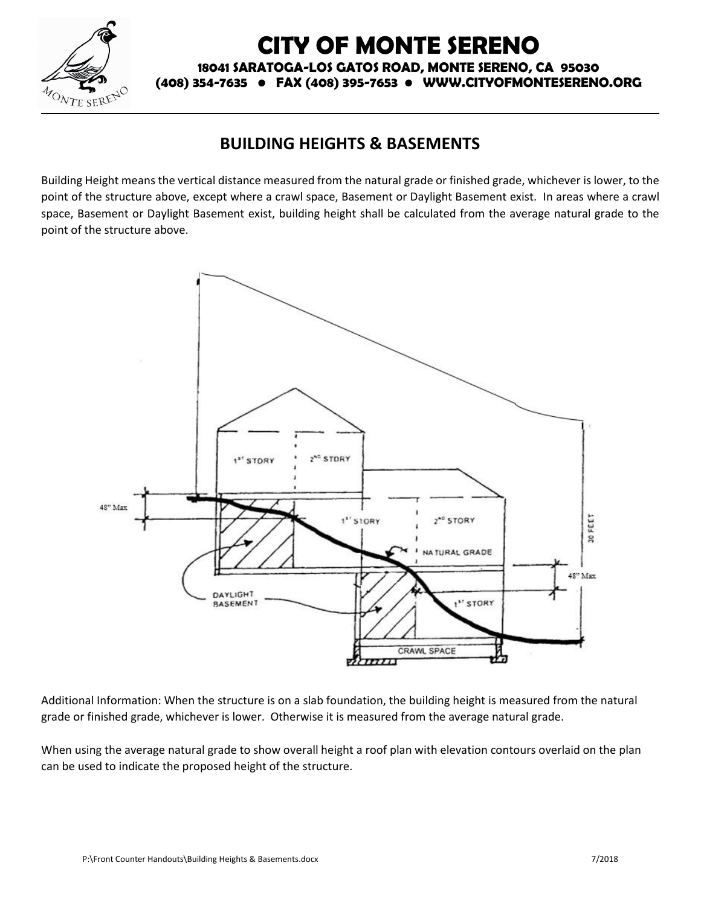# CITY OF MONTE SERENO

**18041 SARATOGA-LOS GATOS ROAD, MONTE SERENO, CA 95030**
**(408) 354-7635 ● FAX (408) 395-7653 ● WWW.CITYOFMONTESERENO.ORG**

## BUILDING HEIGHTS & BASEMENTS

Building Height means the vertical distance measured from the natural grade or finished grade, whichever is lower, to the point of the structure above, except where a crawl space, Basement or Daylight Basement exist. In areas where a crawl space, Basement or Daylight Basement exist, building height shall be calculated from the average natural grade to the point of the structure above.

Additional Information: When the structure is on a slab foundation, the building height is measured from the natural grade or finished grade, whichever is lower. Otherwise it is measured from the average natural grade.

When using the average natural grade to show overall height a roof plan with elevation contours overlaid on the plan can be used to indicate the proposed height of the structure.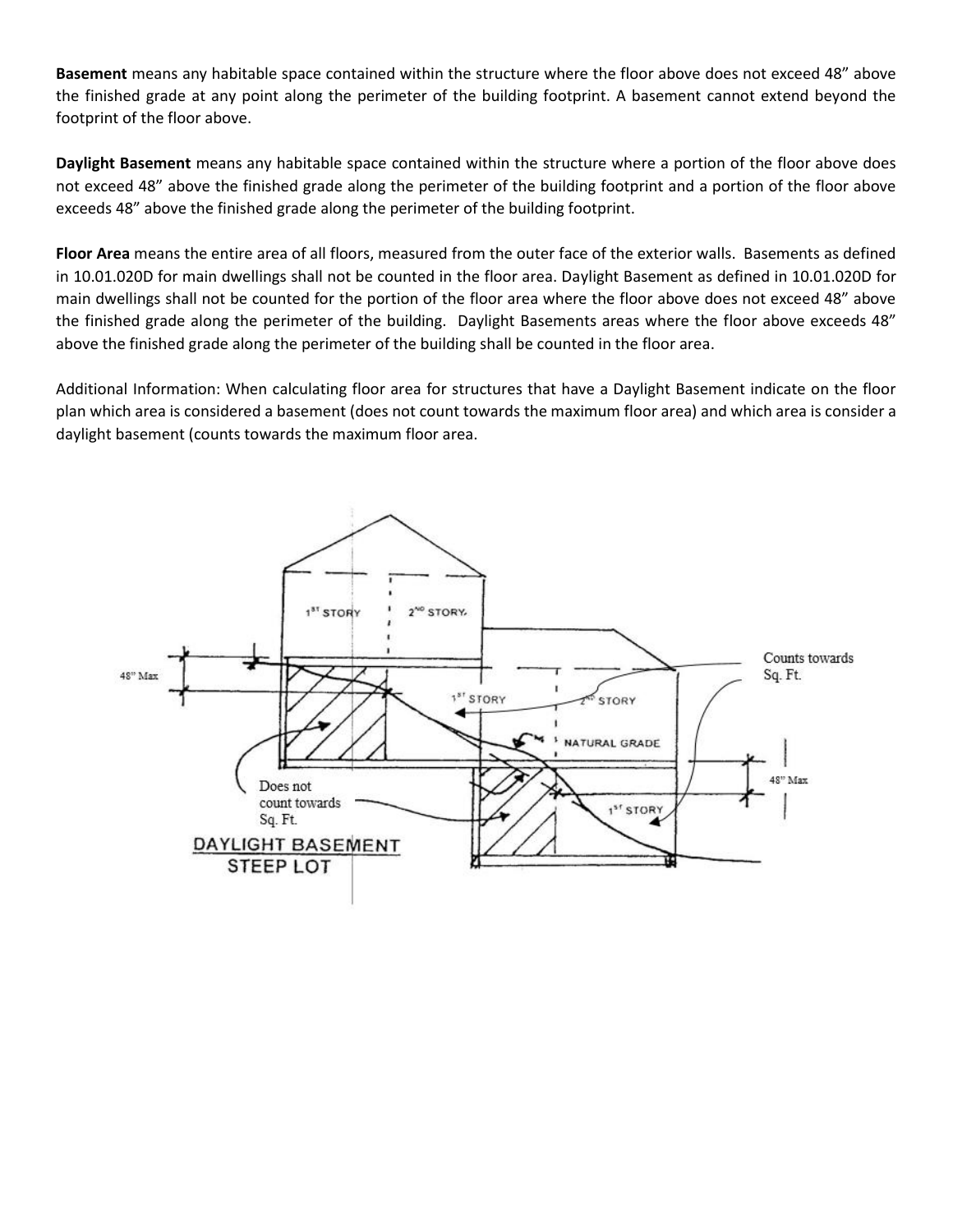**Basement** means any habitable space contained within the structure where the floor above does not exceed 48" above the finished grade at any point along the perimeter of the building footprint. A basement cannot extend beyond the footprint of the floor above.

**Daylight Basement** means any habitable space contained within the structure where a portion of the floor above does not exceed 48" above the finished grade along the perimeter of the building footprint and a portion of the floor above exceeds 48" above the finished grade along the perimeter of the building footprint.

**Floor Area** means the entire area of all floors, measured from the outer face of the exterior walls. Basements as defined in 10.01.020D for main dwellings shall not be counted in the floor area. Daylight Basement as defined in 10.01.020D for main dwellings shall not be counted for the portion of the floor area where the floor above does not exceed 48" above the finished grade along the perimeter of the building. Daylight Basements areas where the floor above exceeds 48" above the finished grade along the perimeter of the building shall be counted in the floor area.

Additional Information: When calculating floor area for structures that have a Daylight Basement indicate on the floor plan which area is considered a basement (does not count towards the maximum floor area) and which area is consider a daylight basement (counts towards the maximum floor area.

1ST STORY

2ND STORY

48" Max

1ST STORY

2ND STORY

NATURAL GRADE

Counts towards Sq. Ft.

48" Max

Does not count towards Sq. Ft.

1ST STORY

DAYLIGHT BASEMENT
STEEP LOT